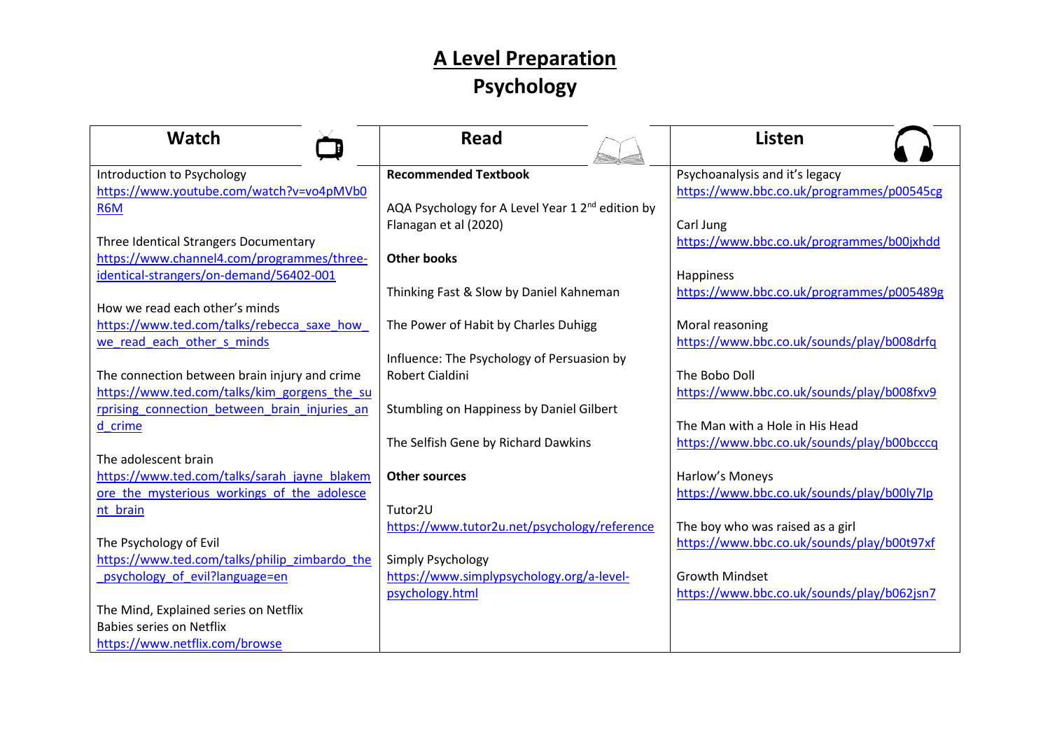# A Level Preparation

## Psychology

| Watch | Read | Listen |
|---|---|---|
| Introduction to Psychology<br>https://www.youtube.com/watch?v=vo4pMVb0R6M<br><br>Three Identical Strangers Documentary<br>https://www.channel4.com/programmes/three-identical-strangers/on-demand/56402-001<br><br>How we read each other's minds<br>https://www.ted.com/talks/rebecca_saxe_how_we_read_each_other_s_minds<br><br>The connection between brain injury and crime<br>https://www.ted.com/talks/kim_gorgens_the_surprising_connection_between_brain_injuries_and_crime<br><br>The adolescent brain<br>https://www.ted.com/talks/sarah_jayne_blakemore_the_mysterious_workings_of_the_adolescent_brain<br><br>The Psychology of Evil<br>https://www.ted.com/talks/philip_zimbardo_the_psychology_of_evil?language=en<br><br>The Mind, Explained series on Netflix<br>Babies series on Netflix<br>https://www.netflix.com/browse | **Recommended Textbook**<br><br>AQA Psychology for A Level Year 1 2nd edition by Flanagan et al (2020)<br><br>**Other books**<br><br>Thinking Fast & Slow by Daniel Kahneman<br><br>The Power of Habit by Charles Duhigg<br><br>Influence: The Psychology of Persuasion by Robert Cialdini<br><br>Stumbling on Happiness by Daniel Gilbert<br><br>The Selfish Gene by Richard Dawkins<br><br>**Other sources**<br><br>Tutor2U<br>https://www.tutor2u.net/psychology/reference<br><br>Simply Psychology<br>https://www.simplypsychology.org/a-level-psychology.html | Psychoanalysis and it's legacy<br>https://www.bbc.co.uk/programmes/p00545cg<br><br>Carl Jung<br>https://www.bbc.co.uk/programmes/b00jxhdd<br><br>Happiness<br>https://www.bbc.co.uk/programmes/p005489g<br><br>Moral reasoning<br>https://www.bbc.co.uk/sounds/play/b008drfq<br><br>The Bobo Doll<br>https://www.bbc.co.uk/sounds/play/b008fxv9<br><br>The Man with a Hole in His Head<br>https://www.bbc.co.uk/sounds/play/b00bcccq<br><br>Harlow's Moneys<br>https://www.bbc.co.uk/sounds/play/b00ly7lp<br><br>The boy who was raised as a girl<br>https://www.bbc.co.uk/sounds/play/b00t97xf<br><br>Growth Mindset<br>https://www.bbc.co.uk/sounds/play/b062jsn7 |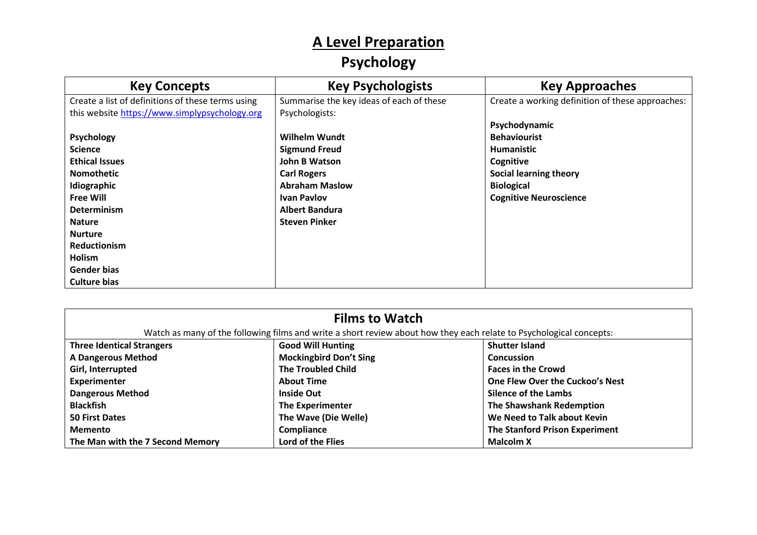# A Level Preparation

## Psychology

| Key Concepts | Key Psychologists | Key Approaches |
| --- | --- | --- |
| Create a list of definitions of these terms using this website https://www.simplypsychology.org | Summarise the key ideas of each of these Psychologists: | Create a working definition of these approaches: |
| | | **Psychodynamic** |
| **Psychology** | **Wilhelm Wundt** | **Behaviourist** |
| **Science** | **Sigmund Freud** | **Humanistic** |
| **Ethical Issues** | **John B Watson** | **Cognitive** |
| **Nomothetic** | **Carl Rogers** | **Social learning theory** |
| **Idiographic** | **Abraham Maslow** | **Biological** |
| **Free Will** | **Ivan Pavlov** | **Cognitive Neuroscience** |
| **Determinism** | **Albert Bandura** | |
| **Nature** | **Steven Pinker** | |
| **Nurture** | | |
| **Reductionism** | | |
| **Holism** | | |
| **Gender bias** | | |
| **Culture bias** | | |

## Films to Watch

Watch as many of the following films and write a short review about how they each relate to Psychological concepts:

| | | |
| --- | --- | --- |
| **Three Identical Strangers** | **Good Will Hunting** | **Shutter Island** |
| **A Dangerous Method** | **Mockingbird Don't Sing** | **Concussion** |
| **Girl, Interrupted** | **The Troubled Child** | **Faces in the Crowd** |
| **Experimenter** | **About Time** | **One Flew Over the Cuckoo's Nest** |
| **Dangerous Method** | **Inside Out** | **Silence of the Lambs** |
| **Blackfish** | **The Experimenter** | **The Shawshank Redemption** |
| **50 First Dates** | **The Wave (Die Welle)** | **We Need to Talk about Kevin** |
| **Memento** | **Compliance** | **The Stanford Prison Experiment** |
| **The Man with the 7 Second Memory** | **Lord of the Flies** | **Malcolm X** |